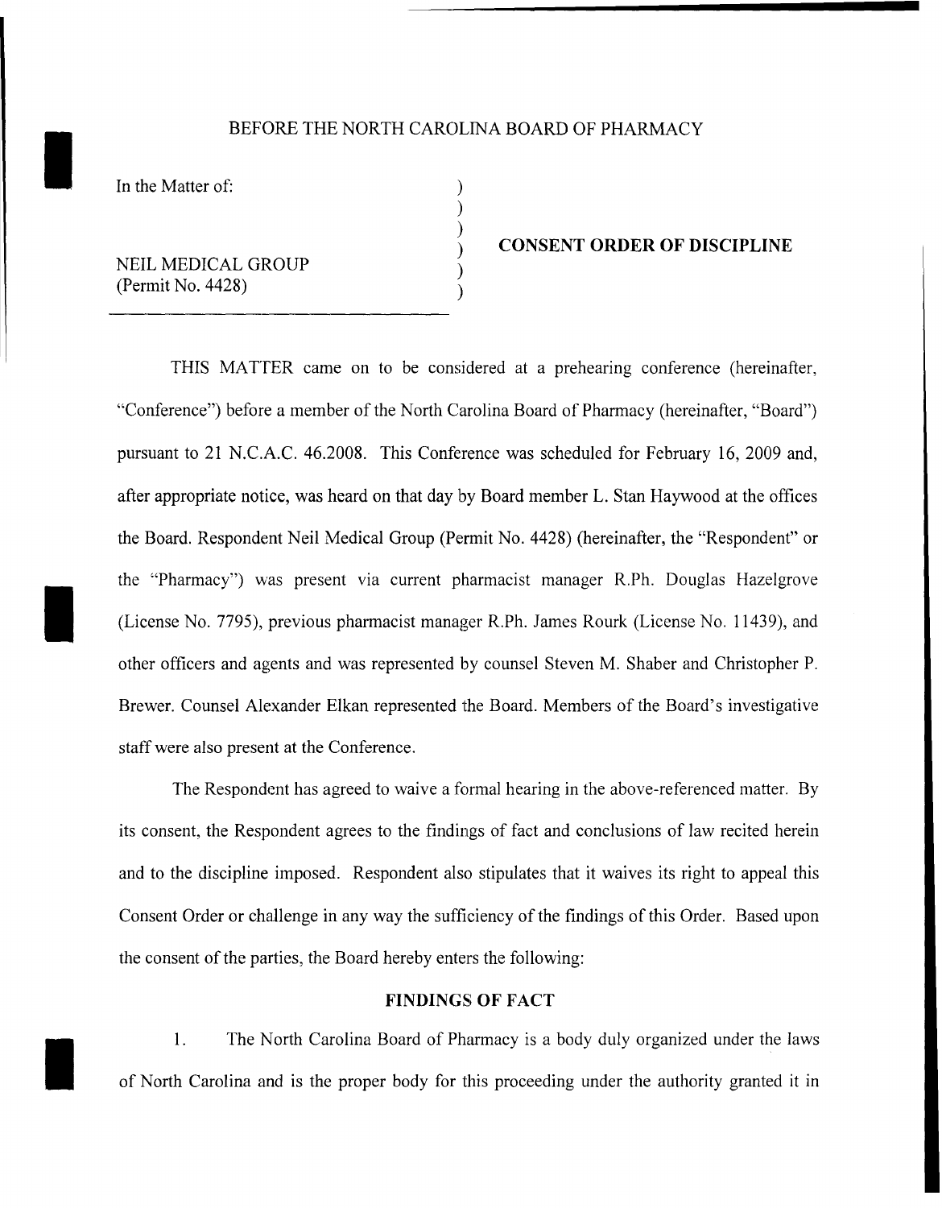BEFORE THE NORTH CAROLINA BOARD OF PHARMACY

In the Matter of:

NEIL MEDICAL GROUP
(Permit No. 4428)

**CONSENT ORDER OF DISCIPLINE**

THIS MATTER came on to be considered at a prehearing conference (hereinafter, "Conference") before a member of the North Carolina Board of Pharmacy (hereinafter, "Board") pursuant to 21 N.C.A.C. 46.2008. This Conference was scheduled for February 16, 2009 and, after appropriate notice, was heard on that day by Board member L. Stan Haywood at the offices the Board. Respondent Neil Medical Group (Permit No. 4428) (hereinafter, the "Respondent" or the "Pharmacy") was present via current pharmacist manager R.Ph. Douglas Hazelgrove (License No. 7795), previous pharmacist manager R.Ph. James Rourk (License No. 11439), and other officers and agents and was represented by counsel Steven M. Shaber and Christopher P. Brewer. Counsel Alexander Elkan represented the Board. Members of the Board's investigative staff were also present at the Conference.

The Respondent has agreed to waive a formal hearing in the above-referenced matter. By its consent, the Respondent agrees to the findings of fact and conclusions of law recited herein and to the discipline imposed. Respondent also stipulates that it waives its right to appeal this Consent Order or challenge in any way the sufficiency of the findings of this Order. Based upon the consent of the parties, the Board hereby enters the following:

**FINDINGS OF FACT**

1. The North Carolina Board of Pharmacy is a body duly organized under the laws of North Carolina and is the proper body for this proceeding under the authority granted it in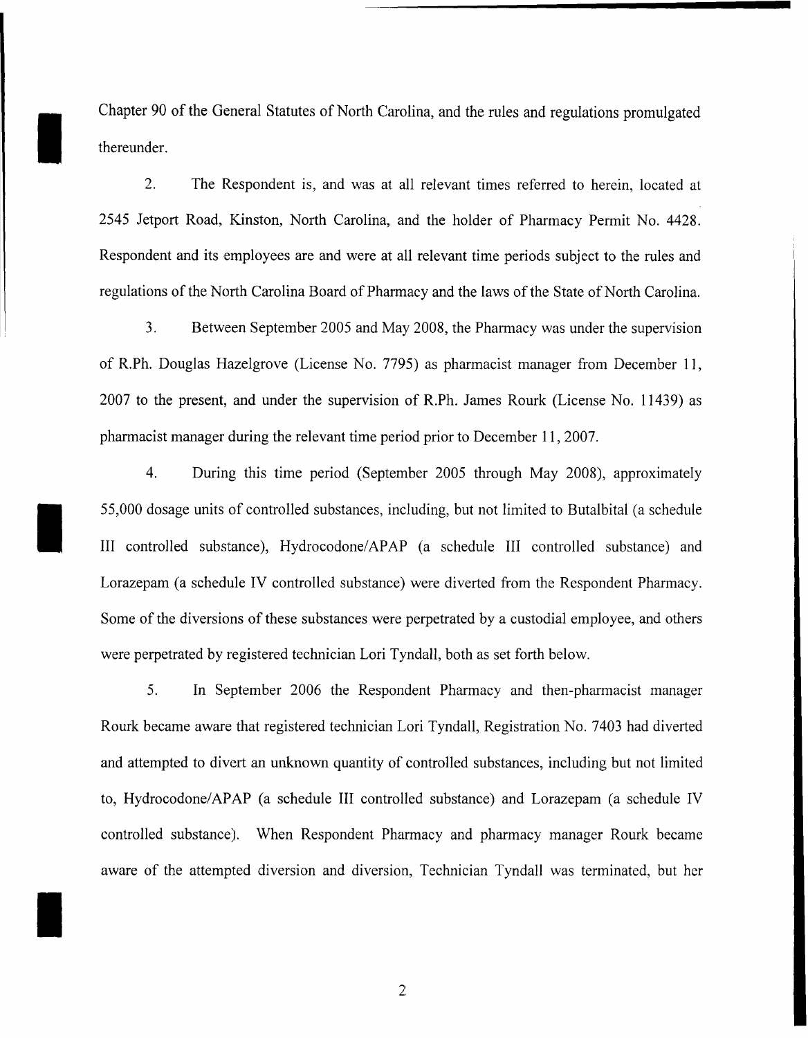Chapter 90 of the General Statutes of North Carolina, and the rules and regulations promulgated thereunder.

2. The Respondent is, and was at all relevant times referred to herein, located at 2545 Jetport Road, Kinston, North Carolina, and the holder of Pharmacy Permit No. 4428. Respondent and its employees are and were at all relevant time periods subject to the rules and regulations of the North Carolina Board of Pharmacy and the laws of the State of North Carolina.

3. Between September 2005 and May 2008, the Pharmacy was under the supervision of R.Ph. Douglas Hazelgrove (License No. 7795) as pharmacist manager from December 11, 2007 to the present, and under the supervision of R.Ph. James Rourk (License No. 11439) as pharmacist manager during the relevant time period prior to December 11, 2007.

4. During this time period (September 2005 through May 2008), approximately 55,000 dosage units of controlled substances, including, but not limited to Butalbital (a schedule III controlled substance), Hydrocodone/APAP (a schedule III controlled substance) and Lorazepam (a schedule IV controlled substance) were diverted from the Respondent Pharmacy. Some of the diversions of these substances were perpetrated by a custodial employee, and others were perpetrated by registered technician Lori Tyndall, both as set forth below.

5. In September 2006 the Respondent Pharmacy and then-pharmacist manager Rourk became aware that registered technician Lori Tyndall, Registration No. 7403 had diverted and attempted to divert an unknown quantity of controlled substances, including but not limited to, Hydrocodone/APAP (a schedule III controlled substance) and Lorazepam (a schedule IV controlled substance). When Respondent Pharmacy and pharmacy manager Rourk became aware of the attempted diversion and diversion, Technician Tyndall was terminated, but her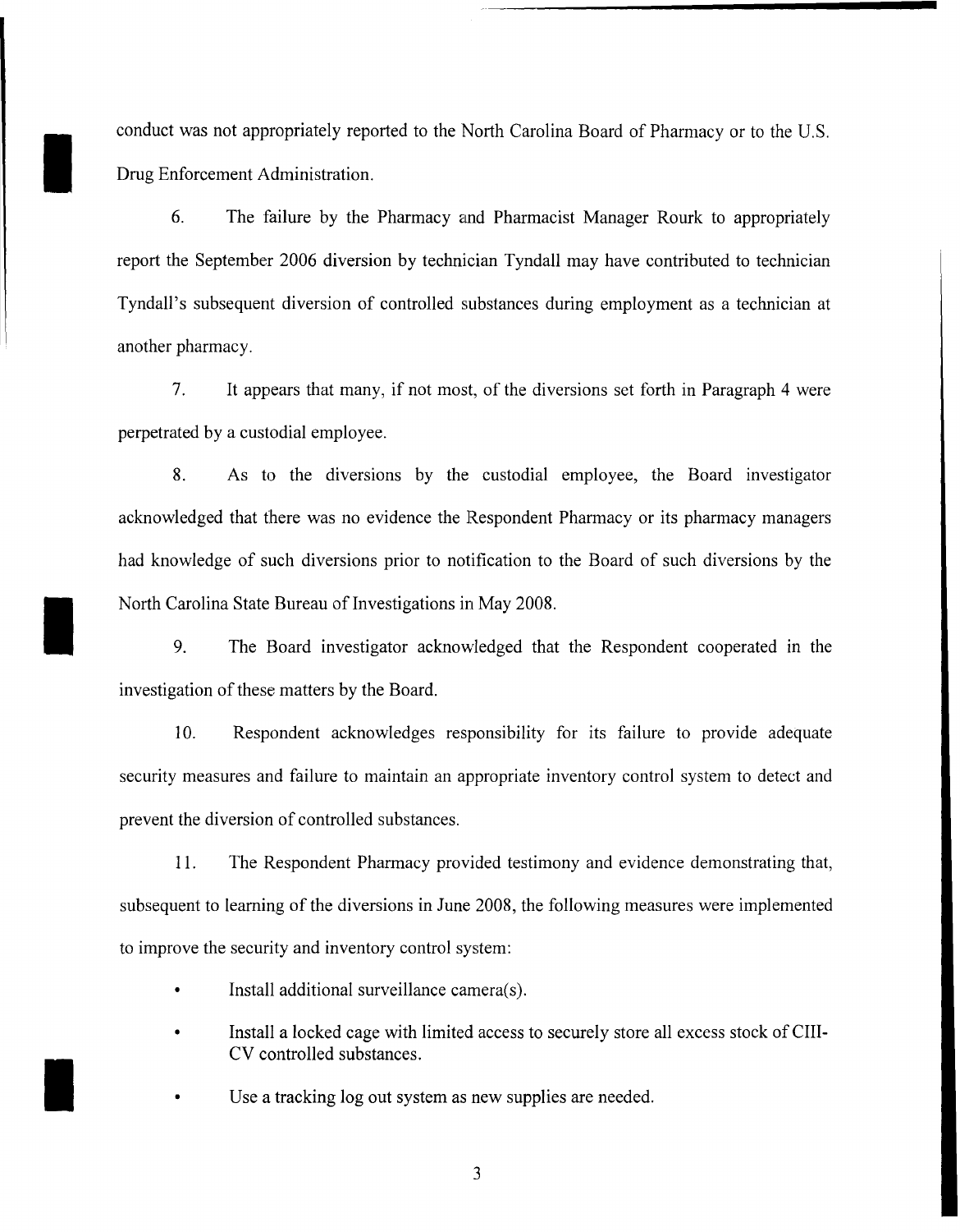conduct was not appropriately reported to the North Carolina Board of Pharmacy or to the U.S. Drug Enforcement Administration.

6. The failure by the Pharmacy and Pharmacist Manager Rourk to appropriately report the September 2006 diversion by technician Tyndall may have contributed to technician Tyndall's subsequent diversion of controlled substances during employment as a technician at another pharmacy.

7. It appears that many, if not most, of the diversions set forth in Paragraph 4 were perpetrated by a custodial employee.

8. As to the diversions by the custodial employee, the Board investigator acknowledged that there was no evidence the Respondent Pharmacy or its pharmacy managers had knowledge of such diversions prior to notification to the Board of such diversions by the North Carolina State Bureau of Investigations in May 2008.

9. The Board investigator acknowledged that the Respondent cooperated in the investigation of these matters by the Board.

10. Respondent acknowledges responsibility for its failure to provide adequate security measures and failure to maintain an appropriate inventory control system to detect and prevent the diversion of controlled substances.

11. The Respondent Pharmacy provided testimony and evidence demonstrating that, subsequent to learning of the diversions in June 2008, the following measures were implemented to improve the security and inventory control system:

- Install additional surveillance camera(s).
- Install a locked cage with limited access to securely store all excess stock of CIII-CV controlled substances.
- Use a tracking log out system as new supplies are needed.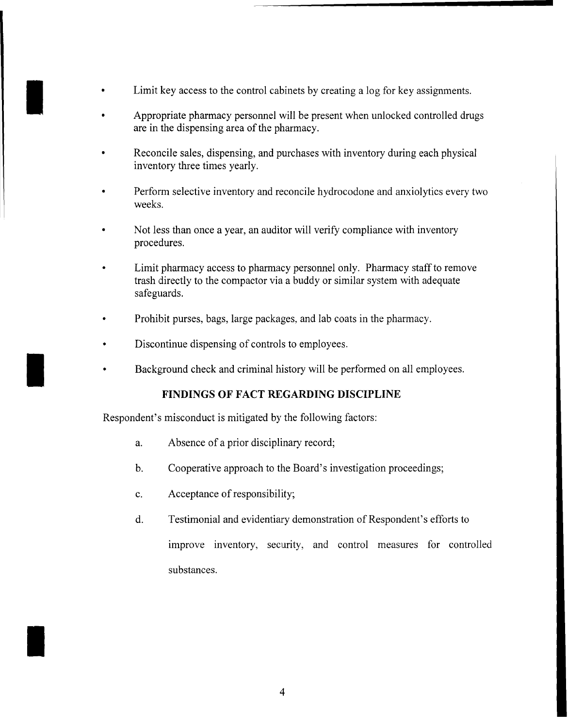- Limit key access to the control cabinets by creating a log for key assignments.
- Appropriate pharmacy personnel will be present when unlocked controlled drugs are in the dispensing area of the pharmacy.
- Reconcile sales, dispensing, and purchases with inventory during each physical inventory three times yearly.
- Perform selective inventory and reconcile hydrocodone and anxiolytics every two weeks.
- Not less than once a year, an auditor will verify compliance with inventory procedures.
- Limit pharmacy access to pharmacy personnel only. Pharmacy staff to remove trash directly to the compactor via a buddy or similar system with adequate safeguards.
- Prohibit purses, bags, large packages, and lab coats in the pharmacy.
- Discontinue dispensing of controls to employees.
- Background check and criminal history will be performed on all employees.

**FINDINGS OF FACT REGARDING DISCIPLINE**

Respondent's misconduct is mitigated by the following factors:

a. Absence of a prior disciplinary record;

b. Cooperative approach to the Board's investigation proceedings;

c. Acceptance of responsibility;

d. Testimonial and evidentiary demonstration of Respondent's efforts to improve inventory, security, and control measures for controlled substances.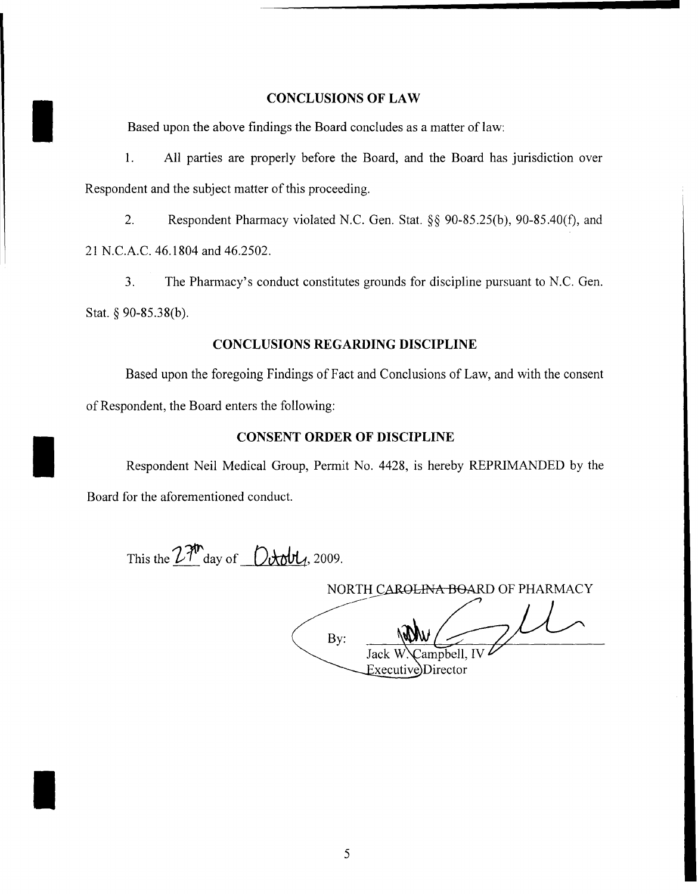## CONCLUSIONS OF LAW

Based upon the above findings the Board concludes as a matter of law:

1. All parties are properly before the Board, and the Board has jurisdiction over Respondent and the subject matter of this proceeding.

2. Respondent Pharmacy violated N.C. Gen. Stat. §§ 90-85.25(b), 90-85.40(f), and 21 N.C.A.C. 46.1804 and 46.2502.

3. The Pharmacy's conduct constitutes grounds for discipline pursuant to N.C. Gen. Stat. § 90-85.38(b).

## CONCLUSIONS REGARDING DISCIPLINE

Based upon the foregoing Findings of Fact and Conclusions of Law, and with the consent of Respondent, the Board enters the following:

## CONSENT ORDER OF DISCIPLINE

Respondent Neil Medical Group, Permit No. 4428, is hereby REPRIMANDED by the Board for the aforementioned conduct.

This the 27th day of October, 2009.

NORTH CAROLINA BOARD OF PHARMACY

By: ______________________
Jack W. Campbell, IV
Executive Director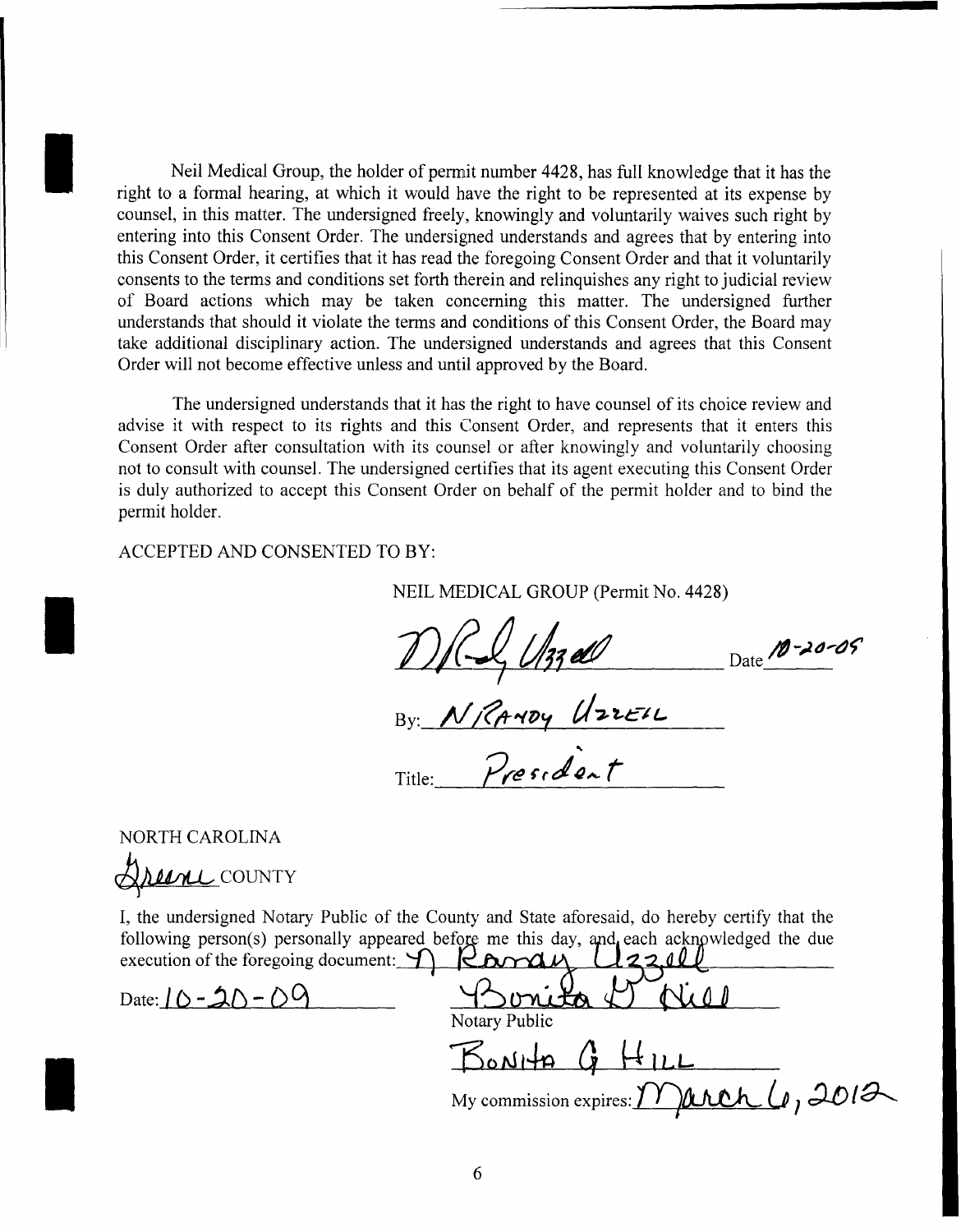Neil Medical Group, the holder of permit number 4428, has full knowledge that it has the right to a formal hearing, at which it would have the right to be represented at its expense by counsel, in this matter. The undersigned freely, knowingly and voluntarily waives such right by entering into this Consent Order. The undersigned understands and agrees that by entering into this Consent Order, it certifies that it has read the foregoing Consent Order and that it voluntarily consents to the terms and conditions set forth therein and relinquishes any right to judicial review of Board actions which may be taken concerning this matter. The undersigned further understands that should it violate the terms and conditions of this Consent Order, the Board may take additional disciplinary action. The undersigned understands and agrees that this Consent Order will not become effective unless and until approved by the Board.

The undersigned understands that it has the right to have counsel of its choice review and advise it with respect to its rights and this Consent Order, and represents that it enters this Consent Order after consultation with its counsel or after knowingly and voluntarily choosing not to consult with counsel. The undersigned certifies that its agent executing this Consent Order is duly authorized to accept this Consent Order on behalf of the permit holder and to bind the permit holder.

ACCEPTED AND CONSENTED TO BY:

NEIL MEDICAL GROUP (Permit No. 4428)

N. R. Uzzell Date 10-20-09

By: N RANDY UZZELL

Title: President

NORTH CAROLINA

Wayne COUNTY

I, the undersigned Notary Public of the County and State aforesaid, do hereby certify that the following person(s) personally appeared before me this day, and each acknowledged the due execution of the foregoing document: N Randy Uzzell

Date: 10-20-09

Bonita G Hill
Notary Public

BONITA G HILL

My commission expires: March 6, 2012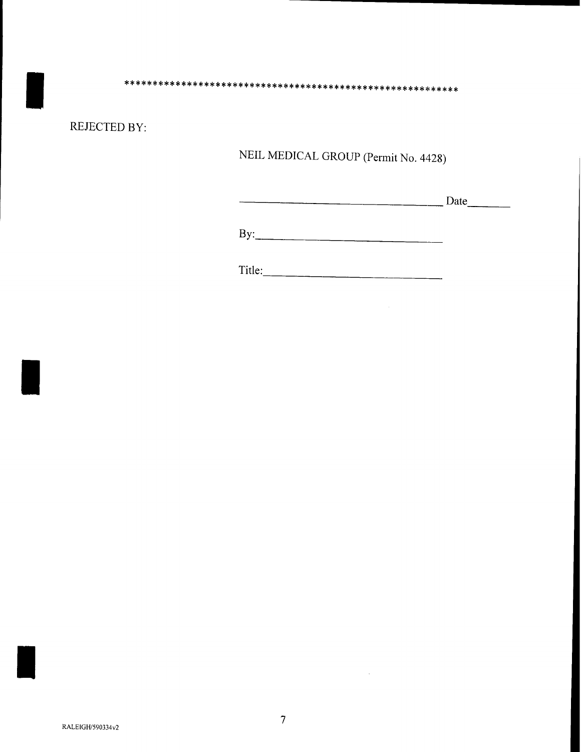*******************************************************

REJECTED BY:

NEIL MEDICAL GROUP (Permit No. 4428)

\_\_\_\_\_\_\_\_\_\_\_\_\_\_\_\_\_\_\_\_\_\_\_\_\_\_\_\_\_\_\_\_ Date\_\_\_\_\_\_\_

By:\_\_\_\_\_\_\_\_\_\_\_\_\_\_\_\_\_\_\_\_\_\_\_\_\_\_\_\_\_\_

Title:\_\_\_\_\_\_\_\_\_\_\_\_\_\_\_\_\_\_\_\_\_\_\_\_\_\_\_\_\_

RALEIGH/590334v2